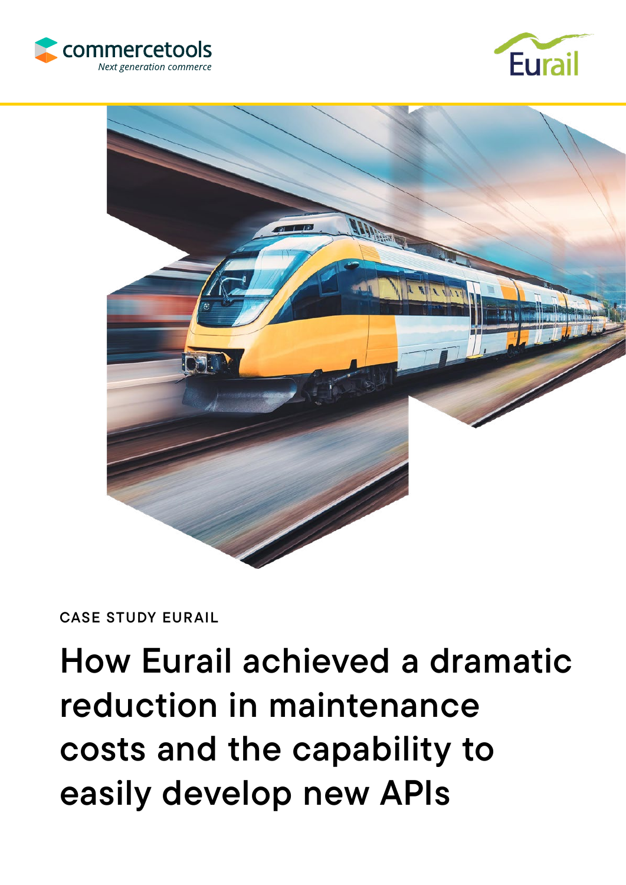commercetools
*Next generation commerce*

Eurail

CASE STUDY EURAIL

# How Eurail achieved a dramatic reduction in maintenance costs and the capability to easily develop new APIs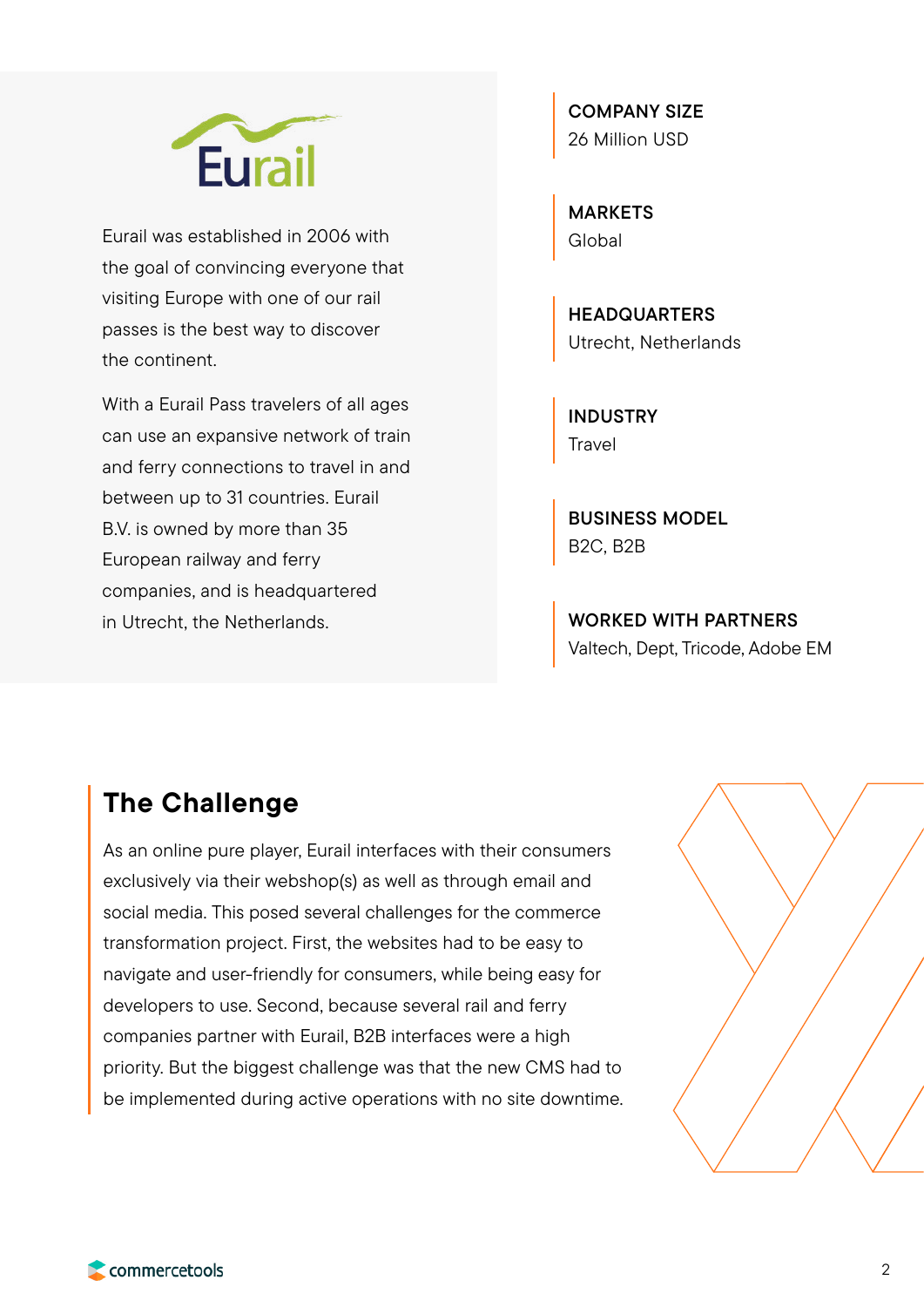Eurail was established in 2006 with the goal of convincing everyone that visiting Europe with one of our rail passes is the best way to discover the continent.

With a Eurail Pass travelers of all ages can use an expansive network of train and ferry connections to travel in and between up to 31 countries. Eurail B.V. is owned by more than 35 European railway and ferry companies, and is headquartered in Utrecht, the Netherlands.

**COMPANY SIZE**
26 Million USD

**MARKETS**
Global

**HEADQUARTERS**
Utrecht, Netherlands

**INDUSTRY**
Travel

**BUSINESS MODEL**
B2C, B2B

**WORKED WITH PARTNERS**
Valtech, Dept, Tricode, Adobe EM

## The Challenge

As an online pure player, Eurail interfaces with their consumers exclusively via their webshop(s) as well as through email and social media. This posed several challenges for the commerce transformation project. First, the websites had to be easy to navigate and user-friendly for consumers, while being easy for developers to use. Second, because several rail and ferry companies partner with Eurail, B2B interfaces were a high priority. But the biggest challenge was that the new CMS had to be implemented during active operations with no site downtime.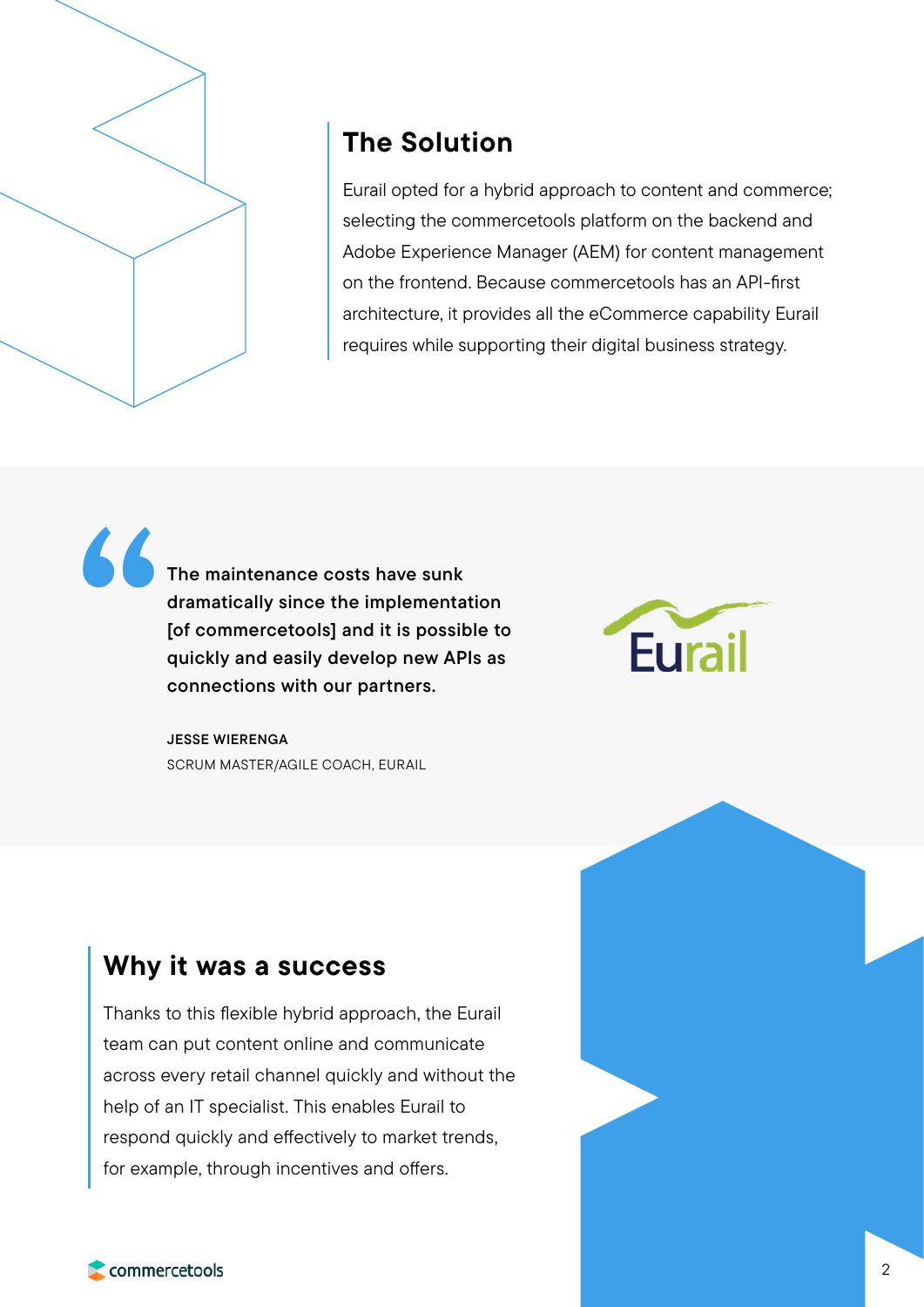## The Solution

Eurail opted for a hybrid approach to content and commerce; selecting the commercetools platform on the backend and Adobe Experience Manager (AEM) for content management on the frontend. Because commercetools has an API-first architecture, it provides all the eCommerce capability Eurail requires while supporting their digital business strategy.

> **The maintenance costs have sunk dramatically since the implementation [of commercetools] and it is possible to quickly and easily develop new APIs as connections with our partners.**
>
> **JESSE WIERENGA**
> SCRUM MASTER/AGILE COACH, EURAIL

## Why it was a success

Thanks to this flexible hybrid approach, the Eurail team can put content online and communicate across every retail channel quickly and without the help of an IT specialist. This enables Eurail to respond quickly and effectively to market trends, for example, through incentives and offers.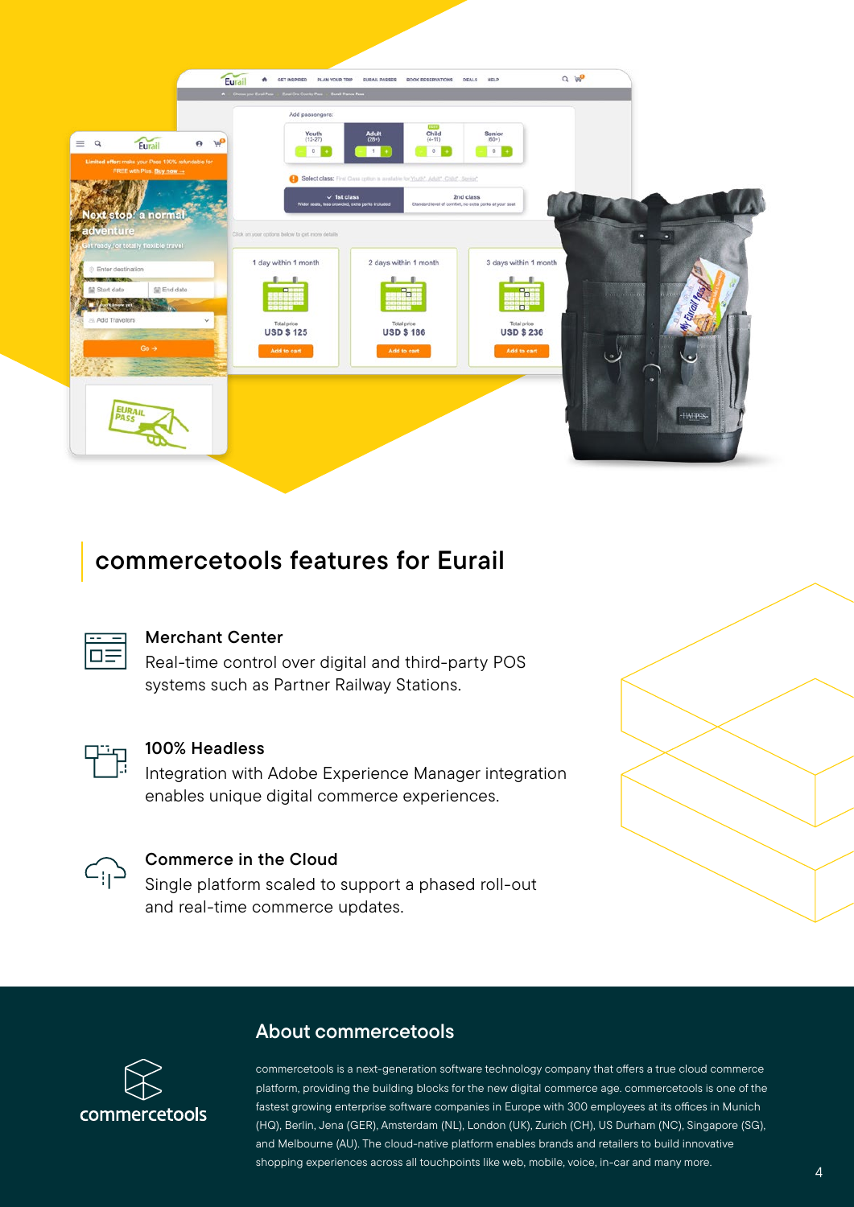## commercetools features for Eurail

### Merchant Center

Real-time control over digital and third-party POS systems such as Partner Railway Stations.

### 100% Headless

Integration with Adobe Experience Manager integration enables unique digital commerce experiences.

### Commerce in the Cloud

Single platform scaled to support a phased roll-out and real-time commerce updates.

commercetools

## About commercetools

commercetools is a next-generation software technology company that offers a true cloud commerce platform, providing the building blocks for the new digital commerce age. commercetools is one of the fastest growing enterprise software companies in Europe with 300 employees at its offices in Munich (HQ), Berlin, Jena (GER), Amsterdam (NL), London (UK), Zurich (CH), US Durham (NC), Singapore (SG), and Melbourne (AU). The cloud-native platform enables brands and retailers to build innovative shopping experiences across all touchpoints like web, mobile, voice, in-car and many more.